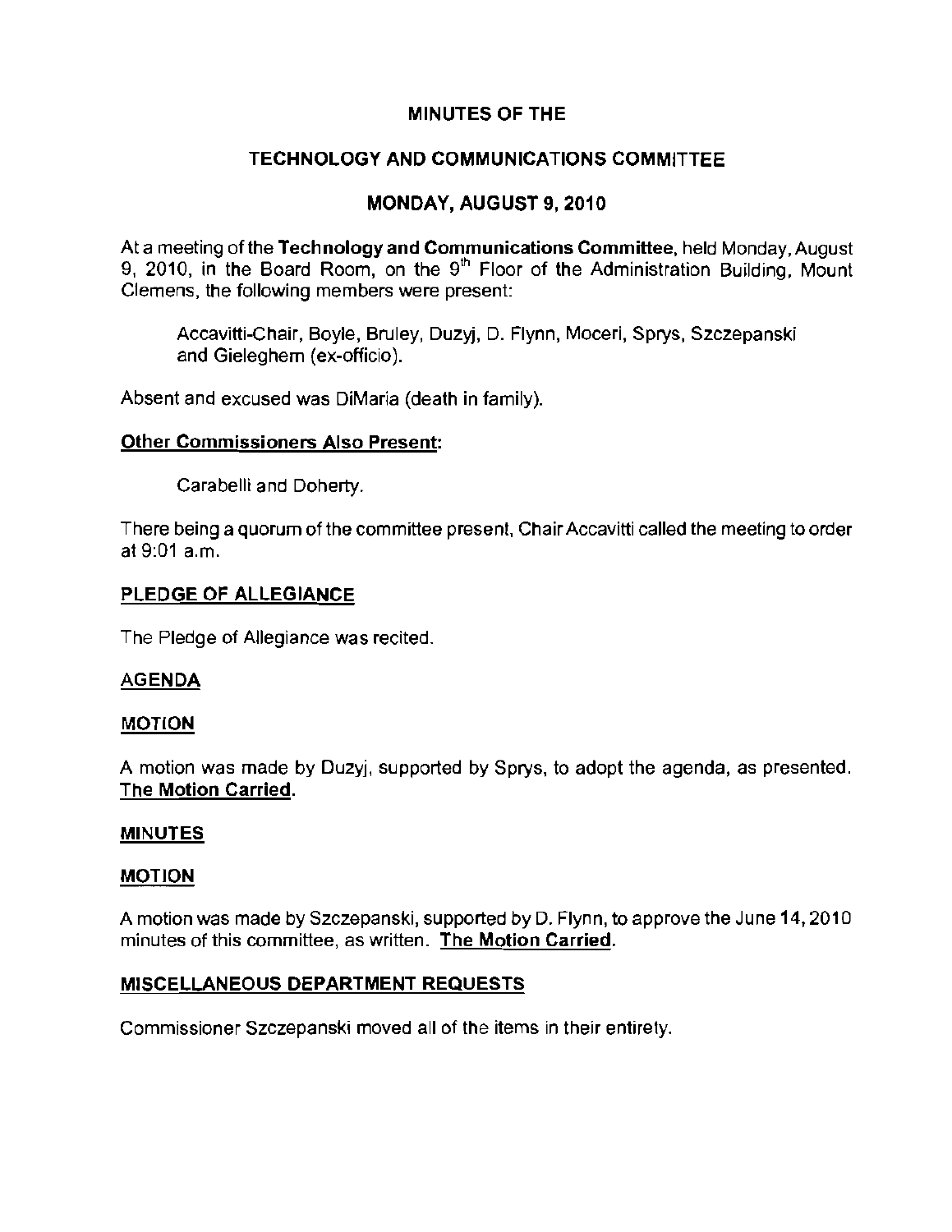# MINUTES OF THE

# TECHNOLOGY AND COMMUNICATIONS COMMITTEE

## MONDAY, AUGUST 9, 2010

At a meeting of the **Technology and Communications Committee**, held Monday, August 9, 2010, in the Board Room, on the 9th Floor of the Administration Building, Mount Clemens, the following members were present:

Accavitti-Chair, Boyle, Bruley, Duzyj, D. Flynn, Moceri, Sprys, Szczepanski and Gieleghem (ex-officio).

Absent and excused was DiMaria (death in family).

**Other Commissioners Also Present:**

Carabelli and Doherty.

There being a quorum of the committee present, Chair Accavitti called the meeting to order at 9:01 a.m.

**PLEDGE OF ALLEGIANCE**

The Pledge of Allegiance was recited.

**AGENDA**

**MOTION**

A motion was made by Duzyj, supported by Sprys, to adopt the agenda, as presented. **The Motion Carried.**

**MINUTES**

**MOTION**

A motion was made by Szczepanski, supported by D. Flynn, to approve the June 14, 2010 minutes of this committee, as written. **The Motion Carried.**

**MISCELLANEOUS DEPARTMENT REQUESTS**

Commissioner Szczepanski moved all of the items in their entirety.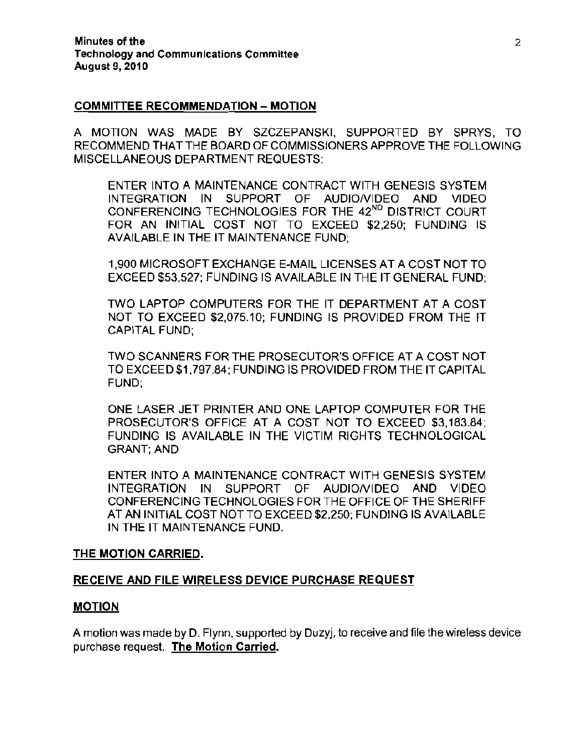**COMMITTEE RECOMMENDATION – MOTION**

A MOTION WAS MADE BY SZCZEPANSKI, SUPPORTED BY SPRYS, TO RECOMMEND THAT THE BOARD OF COMMISSIONERS APPROVE THE FOLLOWING MISCELLANEOUS DEPARTMENT REQUESTS:

> ENTER INTO A MAINTENANCE CONTRACT WITH GENESIS SYSTEM INTEGRATION IN SUPPORT OF AUDIO/VIDEO AND VIDEO CONFERENCING TECHNOLOGIES FOR THE 42ND DISTRICT COURT FOR AN INITIAL COST NOT TO EXCEED $2,250; FUNDING IS AVAILABLE IN THE IT MAINTENANCE FUND;
>
> 1,900 MICROSOFT EXCHANGE E-MAIL LICENSES AT A COST NOT TO EXCEED $53,527; FUNDING IS AVAILABLE IN THE IT GENERAL FUND;
>
> TWO LAPTOP COMPUTERS FOR THE IT DEPARTMENT AT A COST NOT TO EXCEED $2,075.10; FUNDING IS PROVIDED FROM THE IT CAPITAL FUND;
>
> TWO SCANNERS FOR THE PROSECUTOR'S OFFICE AT A COST NOT TO EXCEED $1,797.84; FUNDING IS PROVIDED FROM THE IT CAPITAL FUND;
>
> ONE LASER JET PRINTER AND ONE LAPTOP COMPUTER FOR THE PROSECUTOR'S OFFICE AT A COST NOT TO EXCEED $3,183.84; FUNDING IS AVAILABLE IN THE VICTIM RIGHTS TECHNOLOGICAL GRANT; AND
>
> ENTER INTO A MAINTENANCE CONTRACT WITH GENESIS SYSTEM INTEGRATION IN SUPPORT OF AUDIO/VIDEO AND VIDEO CONFERENCING TECHNOLOGIES FOR THE OFFICE OF THE SHERIFF AT AN INITIAL COST NOT TO EXCEED $2,250; FUNDING IS AVAILABLE IN THE IT MAINTENANCE FUND.

**THE MOTION CARRIED.**

**RECEIVE AND FILE WIRELESS DEVICE PURCHASE REQUEST**

**MOTION**

A motion was made by D. Flynn, supported by Duzyj, to receive and file the wireless device purchase request. **The Motion Carried.**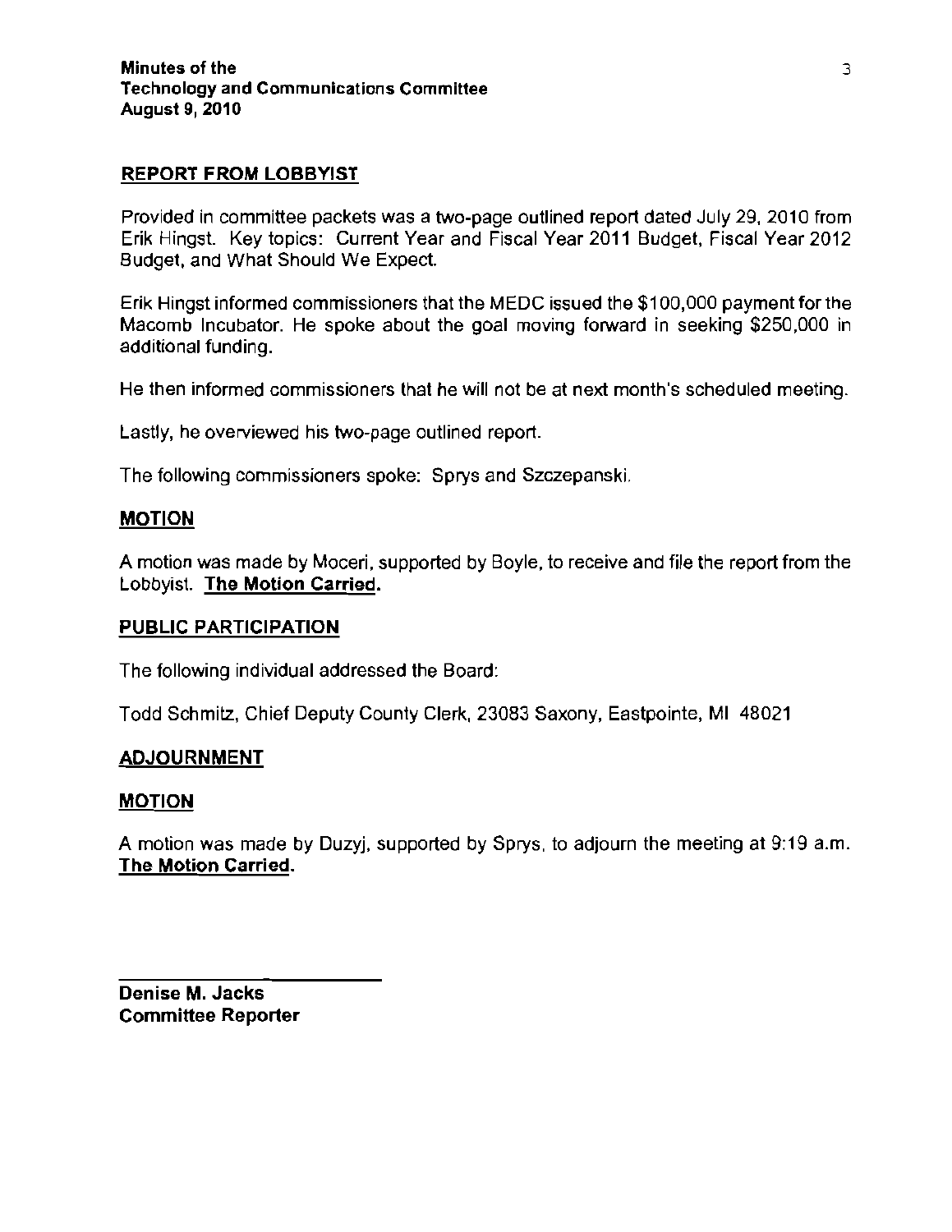## REPORT FROM LOBBYIST

Provided in committee packets was a two-page outlined report dated July 29, 2010 from Erik Hingst. Key topics: Current Year and Fiscal Year 2011 Budget, Fiscal Year 2012 Budget, and What Should We Expect.

Erik Hingst informed commissioners that the MEDC issued the $100,000 payment for the Macomb Incubator. He spoke about the goal moving forward in seeking $250,000 in additional funding.

He then informed commissioners that he will not be at next month's scheduled meeting.

Lastly, he overviewed his two-page outlined report.

The following commissioners spoke: Sprys and Szczepanski.

## MOTION

A motion was made by Moceri, supported by Boyle, to receive and file the report from the Lobbyist. **The Motion Carried.**

## PUBLIC PARTICIPATION

The following individual addressed the Board:

Todd Schmitz, Chief Deputy County Clerk, 23083 Saxony, Eastpointe, MI 48021

## ADJOURNMENT

## MOTION

A motion was made by Duzyj, supported by Sprys, to adjourn the meeting at 9:19 a.m. **The Motion Carried.**

**Denise M. Jacks**
**Committee Reporter**